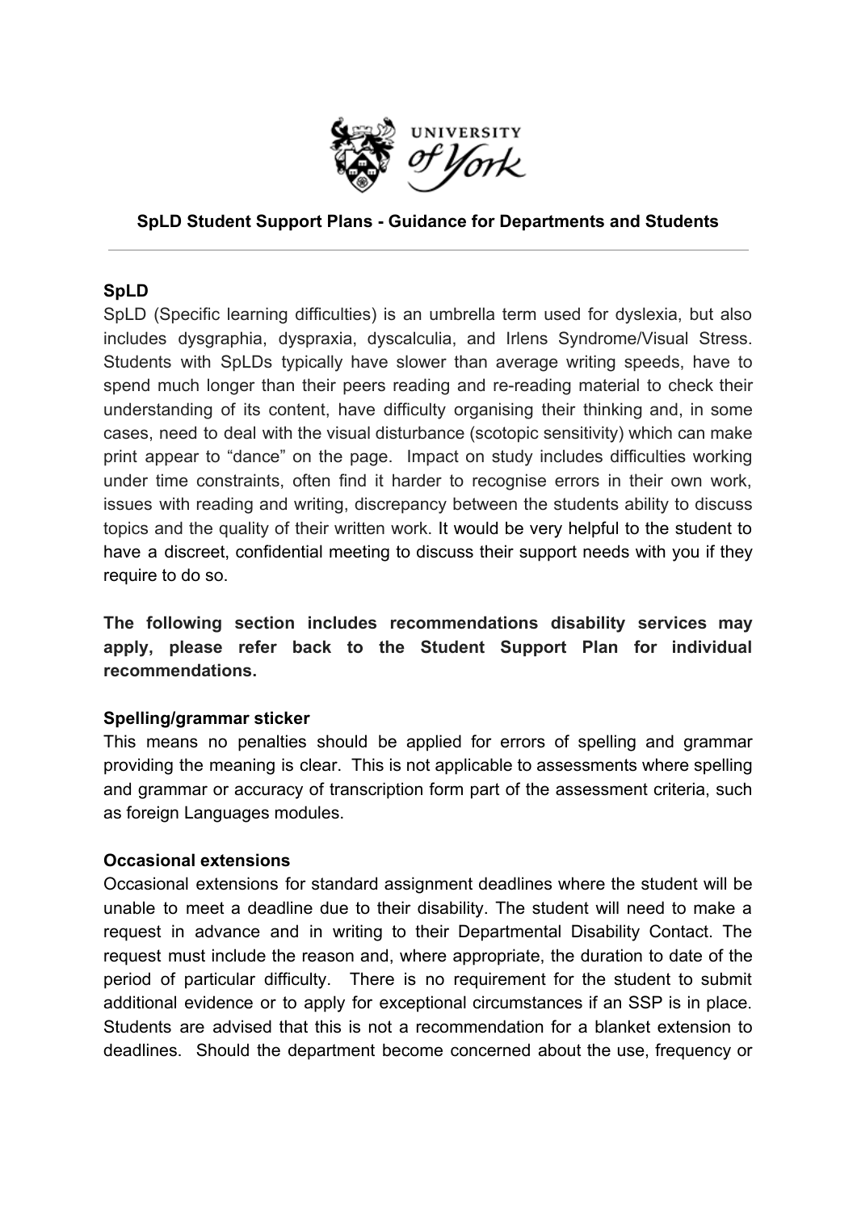**SpLD Student Support Plans - Guidance for Departments and Students**

---

**SpLD**

SpLD (Specific learning difficulties) is an umbrella term used for dyslexia, but also includes dysgraphia, dyspraxia, dyscalculia, and Irlens Syndrome/Visual Stress. Students with SpLDs typically have slower than average writing speeds, have to spend much longer than their peers reading and re-reading material to check their understanding of its content, have difficulty organising their thinking and, in some cases, need to deal with the visual disturbance (scotopic sensitivity) which can make print appear to "dance" on the page. Impact on study includes difficulties working under time constraints, often find it harder to recognise errors in their own work, issues with reading and writing, discrepancy between the students ability to discuss topics and the quality of their written work. It would be very helpful to the student to have a discreet, confidential meeting to discuss their support needs with you if they require to do so.

**The following section includes recommendations disability services may apply, please refer back to the Student Support Plan for individual recommendations.**

**Spelling/grammar sticker**

This means no penalties should be applied for errors of spelling and grammar providing the meaning is clear. This is not applicable to assessments where spelling and grammar or accuracy of transcription form part of the assessment criteria, such as foreign Languages modules.

**Occasional extensions**

Occasional extensions for standard assignment deadlines where the student will be unable to meet a deadline due to their disability. The student will need to make a request in advance and in writing to their Departmental Disability Contact. The request must include the reason and, where appropriate, the duration to date of the period of particular difficulty. There is no requirement for the student to submit additional evidence or to apply for exceptional circumstances if an SSP is in place. Students are advised that this is not a recommendation for a blanket extension to deadlines. Should the department become concerned about the use, frequency or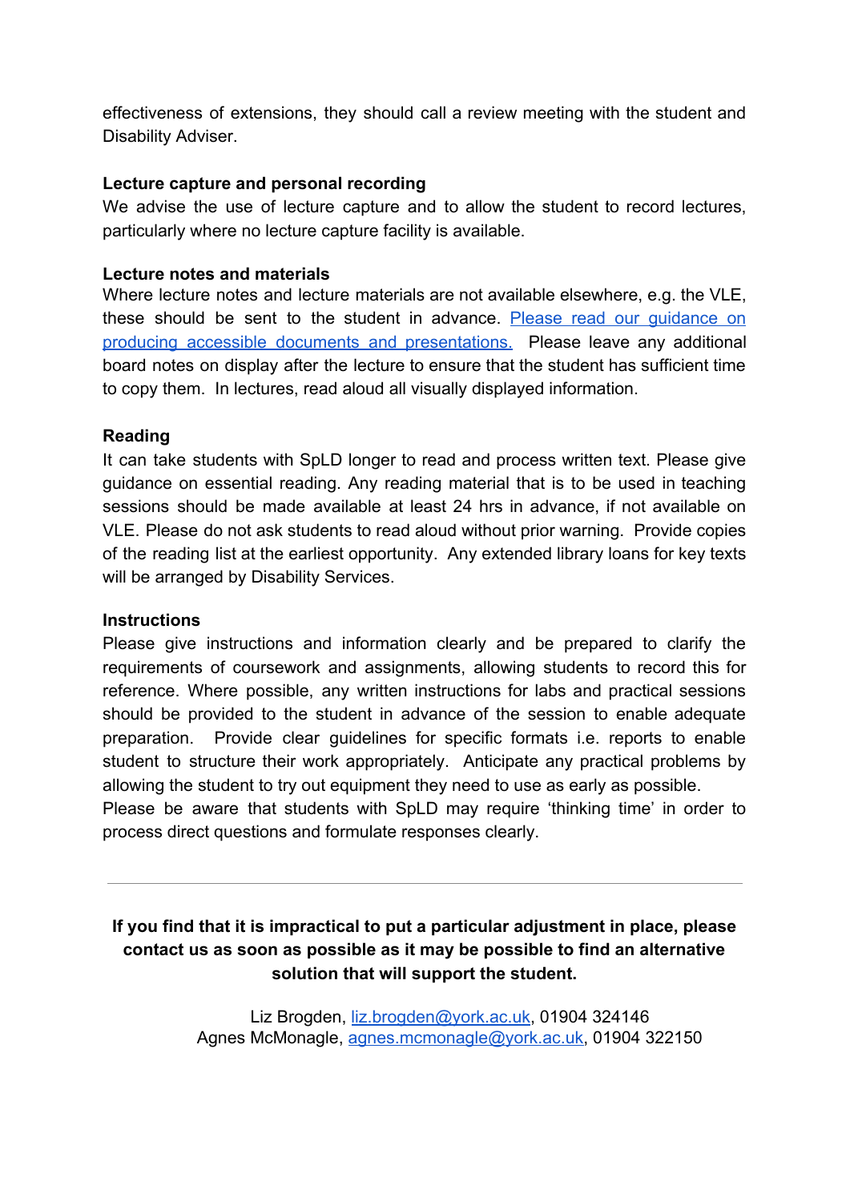effectiveness of extensions, they should call a review meeting with the student and Disability Adviser.

**Lecture capture and personal recording**
We advise the use of lecture capture and to allow the student to record lectures, particularly where no lecture capture facility is available.

**Lecture notes and materials**
Where lecture notes and lecture materials are not available elsewhere, e.g. the VLE, these should be sent to the student in advance. Please read our guidance on producing accessible documents and presentations. Please leave any additional board notes on display after the lecture to ensure that the student has sufficient time to copy them. In lectures, read aloud all visually displayed information.

**Reading**
It can take students with SpLD longer to read and process written text. Please give guidance on essential reading. Any reading material that is to be used in teaching sessions should be made available at least 24 hrs in advance, if not available on VLE. Please do not ask students to read aloud without prior warning. Provide copies of the reading list at the earliest opportunity. Any extended library loans for key texts will be arranged by Disability Services.

**Instructions**
Please give instructions and information clearly and be prepared to clarify the requirements of coursework and assignments, allowing students to record this for reference. Where possible, any written instructions for labs and practical sessions should be provided to the student in advance of the session to enable adequate preparation. Provide clear guidelines for specific formats i.e. reports to enable student to structure their work appropriately. Anticipate any practical problems by allowing the student to try out equipment they need to use as early as possible.
Please be aware that students with SpLD may require 'thinking time' in order to process direct questions and formulate responses clearly.

---

**If you find that it is impractical to put a particular adjustment in place, please contact us as soon as possible as it may be possible to find an alternative solution that will support the student.**

Liz Brogden, liz.brogden@york.ac.uk, 01904 324146
Agnes McMonagle, agnes.mcmonagle@york.ac.uk, 01904 322150